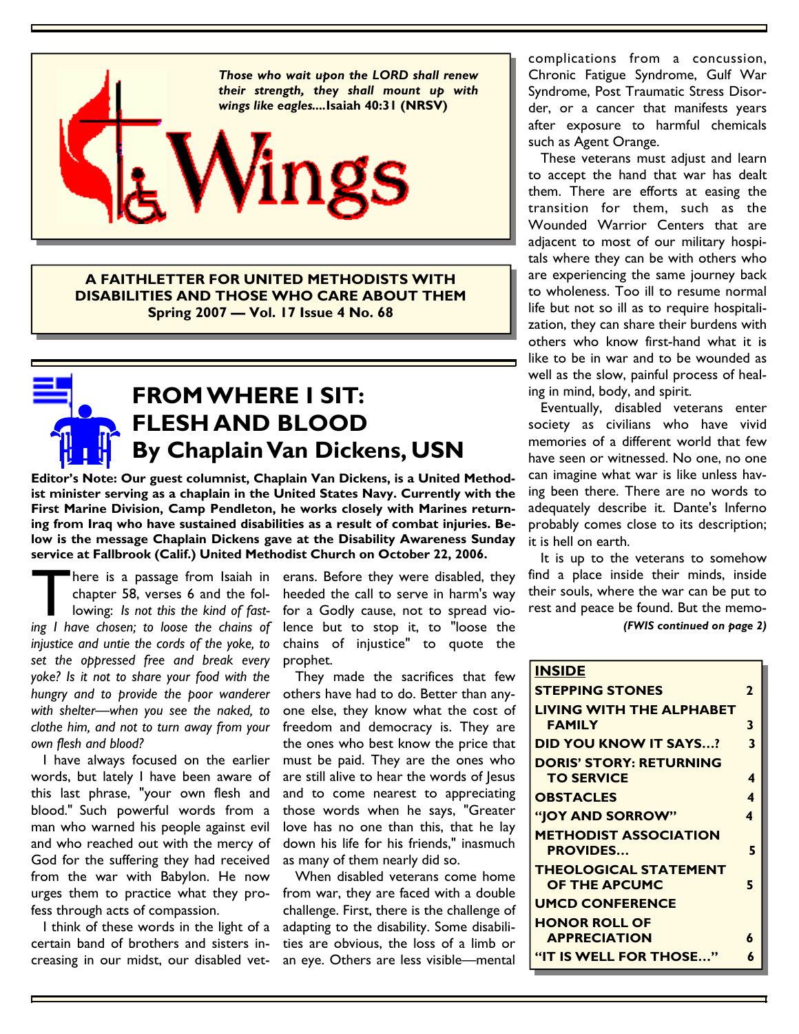*Those who wait upon the LORD shall renew their strength, they shall mount up with wings like eagles....* **Isaiah 40:31 (NRSV)**

# Wings

**A FAITHLETTER FOR UNITED METHODISTS WITH DISABILITIES AND THOSE WHO CARE ABOUT THEM**
**Spring 2007 — Vol. 17 Issue 4 No. 68**

## FROM WHERE I SIT: FLESH AND BLOOD
## By Chaplain Van Dickens, USN

**Editor's Note: Our guest columnist, Chaplain Van Dickens, is a United Methodist minister serving as a chaplain in the United States Navy. Currently with the First Marine Division, Camp Pendleton, he works closely with Marines returning from Iraq who have sustained disabilities as a result of combat injuries. Below is the message Chaplain Dickens gave at the Disability Awareness Sunday service at Fallbrook (Calif.) United Methodist Church on October 22, 2006.**

There is a passage from Isaiah in chapter 58, verses 6 and the following: *Is not this the kind of fasting I have chosen; to loose the chains of injustice and untie the cords of the yoke, to set the oppressed free and break every yoke? Is it not to share your food with the hungry and to provide the poor wanderer with shelter—when you see the naked, to clothe him, and not to turn away from your own flesh and blood?*

I have always focused on the earlier words, but lately I have been aware of this last phrase, "your own flesh and blood." Such powerful words from a man who warned his people against evil and who reached out with the mercy of God for the suffering they had received from the war with Babylon. He now urges them to practice what they profess through acts of compassion.

I think of these words in the light of a certain band of brothers and sisters increasing in our midst, our disabled veterans. Before they were disabled, they heeded the call to serve in harm's way for a Godly cause, not to spread violence but to stop it, to "loose the chains of injustice" to quote the prophet.

They made the sacrifices that few others have had to do. Better than anyone else, they know what the cost of freedom and democracy is. They are the ones who best know the price that must be paid. They are the ones who are still alive to hear the words of Jesus and to come nearest to appreciating those words when he says, "Greater love has no one than this, that he lay down his life for his friends," inasmuch as many of them nearly did so.

When disabled veterans come home from war, they are faced with a double challenge. First, there is the challenge of adapting to the disability. Some disabilities are obvious, the loss of a limb or an eye. Others are less visible—mental complications from a concussion, Chronic Fatigue Syndrome, Gulf War Syndrome, Post Traumatic Stress Disorder, or a cancer that manifests years after exposure to harmful chemicals such as Agent Orange.

These veterans must adjust and learn to accept the hand that war has dealt them. There are efforts at easing the transition for them, such as the Wounded Warrior Centers that are adjacent to most of our military hospitals where they can be with others who are experiencing the same journey back to wholeness. Too ill to resume normal life but not so ill as to require hospitalization, they can share their burdens with others who know first-hand what it is like to be in war and to be wounded as well as the slow, painful process of healing in mind, body, and spirit.

Eventually, disabled veterans enter society as civilians who have vivid memories of a different world that few have seen or witnessed. No one, no one can imagine what war is like unless having been there. There are no words to adequately describe it. Dante's Inferno probably comes close to its description; it is hell on earth.

It is up to the veterans to somehow find a place inside their minds, inside their souls, where the war can be put to rest and peace be found. But the memo-

*(FWIS continued on page 2)*

| **INSIDE** | |
|---|---|
| **STEPPING STONES** | **2** |
| **LIVING WITH THE ALPHABET FAMILY** | **3** |
| **DID YOU KNOW IT SAYS…?** | **3** |
| **DORIS' STORY: RETURNING TO SERVICE** | **4** |
| **OBSTACLES** | **4** |
| **"JOY AND SORROW"** | **4** |
| **METHODIST ASSOCIATION PROVIDES…** | **5** |
| **THEOLOGICAL STATEMENT OF THE APCUMC** | **5** |
| **UMCD CONFERENCE** | |
| **HONOR ROLL OF APPRECIATION** | **6** |
| **"IT IS WELL FOR THOSE…"** | **6** |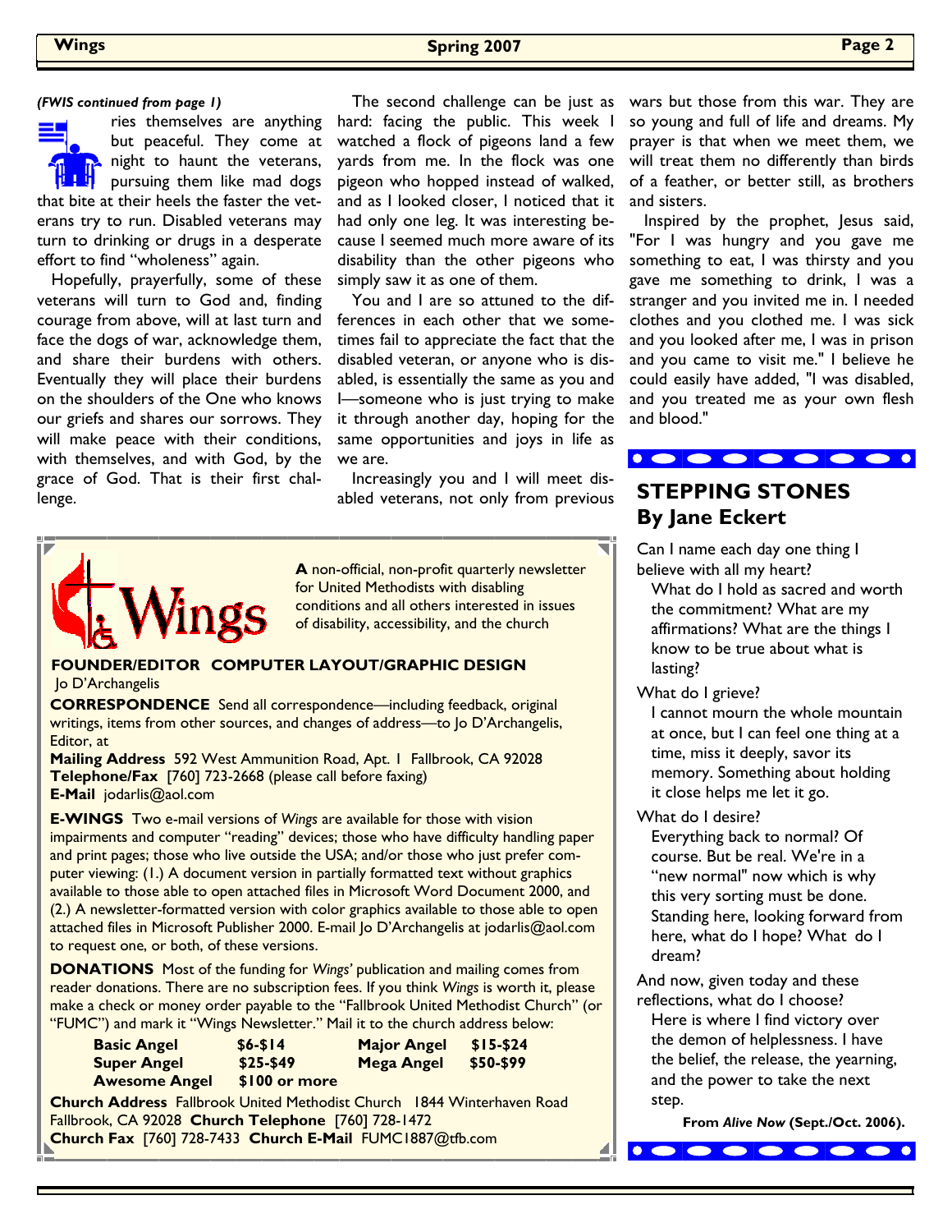*(FWIS continued from page 1)*

ries themselves are anything but peaceful. They come at night to haunt the veterans, pursuing them like mad dogs that bite at their heels the faster the veterans try to run. Disabled veterans may turn to drinking or drugs in a desperate effort to find "wholeness" again.

Hopefully, prayerfully, some of these veterans will turn to God and, finding courage from above, will at last turn and face the dogs of war, acknowledge them, and share their burdens with others. Eventually they will place their burdens on the shoulders of the One who knows our griefs and shares our sorrows. They will make peace with their conditions, with themselves, and with God, by the grace of God. That is their first challenge.

The second challenge can be just as hard: facing the public. This week I watched a flock of pigeons land a few yards from me. In the flock was one pigeon who hopped instead of walked, and as I looked closer, I noticed that it had only one leg. It was interesting because I seemed much more aware of its disability than the other pigeons who simply saw it as one of them.

You and I are so attuned to the differences in each other that we sometimes fail to appreciate the fact that the disabled veteran, or anyone who is disabled, is essentially the same as you and I—someone who is just trying to make it through another day, hoping for the same opportunities and joys in life as we are.

Increasingly you and I will meet disabled veterans, not only from previous wars but those from this war. They are so young and full of life and dreams. My prayer is that when we meet them, we will treat them no differently than birds of a feather, or better still, as brothers and sisters.

Inspired by the prophet, Jesus said, "For I was hungry and you gave me something to eat, I was thirsty and you gave me something to drink, I was a stranger and you invited me in. I needed clothes and you clothed me. I was sick and you looked after me, I was in prison and you came to visit me." I believe he could easily have added, "I was disabled, and you treated me as your own flesh and blood."

---

**Wings**

**A** non-official, non-profit quarterly newsletter for United Methodists with disabling conditions and all others interested in issues of disability, accessibility, and the church

**FOUNDER/EDITOR COMPUTER LAYOUT/GRAPHIC DESIGN**
Jo D'Archangelis

**CORRESPONDENCE** Send all correspondence—including feedback, original writings, items from other sources, and changes of address—to Jo D'Archangelis, Editor, at

**Mailing Address** 592 West Ammunition Road, Apt. 1 Fallbrook, CA 92028
**Telephone/Fax** [760] 723-2668 (please call before faxing)
**E-Mail** jodarlis@aol.com

**E-WINGS** Two e-mail versions of *Wings* are available for those with vision impairments and computer "reading" devices; those who have difficulty handling paper and print pages; those who live outside the USA; and/or those who just prefer computer viewing: (1.) A document version in partially formatted text without graphics available to those able to open attached files in Microsoft Word Document 2000, and (2.) A newsletter-formatted version with color graphics available to those able to open attached files in Microsoft Publisher 2000. E-mail Jo D'Archangelis at jodarlis@aol.com to request one, or both, of these versions.

**DONATIONS** Most of the funding for *Wings'* publication and mailing comes from reader donations. There are no subscription fees. If you think *Wings* is worth it, please make a check or money order payable to the "Fallbrook United Methodist Church" (or "FUMC") and mark it "Wings Newsletter." Mail it to the church address below:

| | | | |
|---|---|---|---|
| **Basic Angel** | **$6-$14** | **Major Angel** | **$15-$24** |
| **Super Angel** | **$25-$49** | **Mega Angel** | **$50-$99** |
| **Awesome Angel** | **$100 or more** | | |

**Church Address** Fallbrook United Methodist Church 1844 Winterhaven Road Fallbrook, CA 92028 **Church Telephone** [760] 728-1472
**Church Fax** [760] 728-7433 **Church E-Mail** FUMC1887@tfb.com

---

## STEPPING STONES
## By Jane Eckert

Can I name each day one thing I believe with all my heart?
What do I hold as sacred and worth the commitment? What are my affirmations? What are the things I know to be true about what is lasting?

What do I grieve?
I cannot mourn the whole mountain at once, but I can feel one thing at a time, miss it deeply, savor its memory. Something about holding it close helps me let it go.

What do I desire?
Everything back to normal? Of course. But be real. We're in a "new normal" now which is why this very sorting must be done. Standing here, looking forward from here, what do I hope? What do I dream?

And now, given today and these reflections, what do I choose?
Here is where I find victory over the demon of helplessness. I have the belief, the release, the yearning, and the power to take the next step.

**From *Alive Now* (Sept./Oct. 2006).**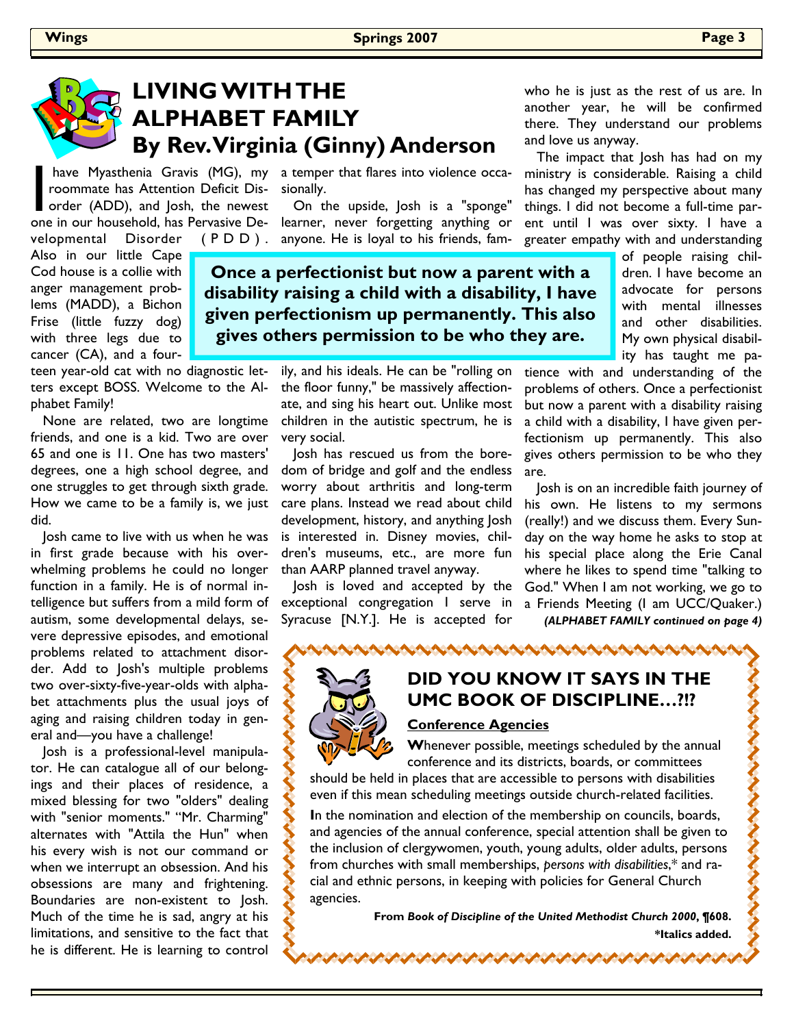# LIVING WITH THE ALPHABET FAMILY

## By Rev. Virginia (Ginny) Anderson

I have Myasthenia Gravis (MG), my roommate has Attention Deficit Disorder (ADD), and Josh, the newest one in our household, has Pervasive Developmental Disorder (PDD). Also in our little Cape Cod house is a collie with anger management problems (MADD), a Bichon Frise (little fuzzy dog) with three legs due to cancer (CA), and a fourteen year-old cat with no diagnostic letters except BOSS. Welcome to the Alphabet Family!

None are related, two are longtime friends, and one is a kid. Two are over 65 and one is 11. One has two masters' degrees, one a high school degree, and one struggles to get through sixth grade. How we came to be a family is, we just did.

Josh came to live with us when he was in first grade because with his overwhelming problems he could no longer function in a family. He is of normal intelligence but suffers from a mild form of autism, some developmental delays, severe depressive episodes, and emotional problems related to attachment disorder. Add to Josh's multiple problems two over-sixty-five-year-olds with alphabet attachments plus the usual joys of aging and raising children today in general and—you have a challenge!

Josh is a professional-level manipulator. He can catalogue all of our belongings and their places of residence, a mixed blessing for two "olders" dealing with "senior moments." "Mr. Charming" alternates with "Attila the Hun" when his every wish is not our command or when we interrupt an obsession. And his obsessions are many and frightening. Boundaries are non-existent to Josh. Much of the time he is sad, angry at his limitations, and sensitive to the fact that he is different. He is learning to control a temper that flares into violence occasionally.

On the upside, Josh is a "sponge" learner, never forgetting anything or anyone. He is loyal to his friends, family, and his ideals. He can be "rolling on the floor funny," be massively affectionate, and sing his heart out. Unlike most children in the autistic spectrum, he is very social.

**Once a perfectionist but now a parent with a disability raising a child with a disability, I have given perfectionism up permanently. This also gives others permission to be who they are.**

Josh has rescued us from the boredom of bridge and golf and the endless worry about arthritis and long-term care plans. Instead we read about child development, history, and anything Josh is interested in. Disney movies, children's museums, etc., are more fun than AARP planned travel anyway.

Josh is loved and accepted by the exceptional congregation I serve in Syracuse [N.Y.]. He is accepted for who he is just as the rest of us are. In another year, he will be confirmed there. They understand our problems and love us anyway.

The impact that Josh has had on my ministry is considerable. Raising a child has changed my perspective about many things. I did not become a full-time parent until I was over sixty. I have a greater empathy with and understanding of people raising children. I have become an advocate for persons with mental illnesses and other disabilities. My own physical disability has taught me patience with and understanding of the problems of others. Once a perfectionist but now a parent with a disability raising a child with a disability, I have given perfectionism up permanently. This also gives others permission to be who they are.

Josh is on an incredible faith journey of his own. He listens to my sermons (really!) and we discuss them. Every Sunday on the way home he asks to stop at his special place along the Erie Canal where he likes to spend time "talking to God." When I am not working, we go to a Friends Meeting (I am UCC/Quaker.)

***(ALPHABET FAMILY continued on page 4)***

---

## DID YOU KNOW IT SAYS IN THE UMC BOOK OF DISCIPLINE…?!?

**Conference Agencies**

Whenever possible, meetings scheduled by the annual conference and its districts, boards, or committees should be held in places that are accessible to persons with disabilities even if this mean scheduling meetings outside church-related facilities.

In the nomination and election of the membership on councils, boards, and agencies of the annual conference, special attention shall be given to the inclusion of clergywomen, youth, young adults, older adults, persons from churches with small memberships, *persons with disabilities*,* and racial and ethnic persons, in keeping with policies for General Church agencies.

**From *Book of Discipline of the United Methodist Church 2000*, ¶608.**

***Italics added.**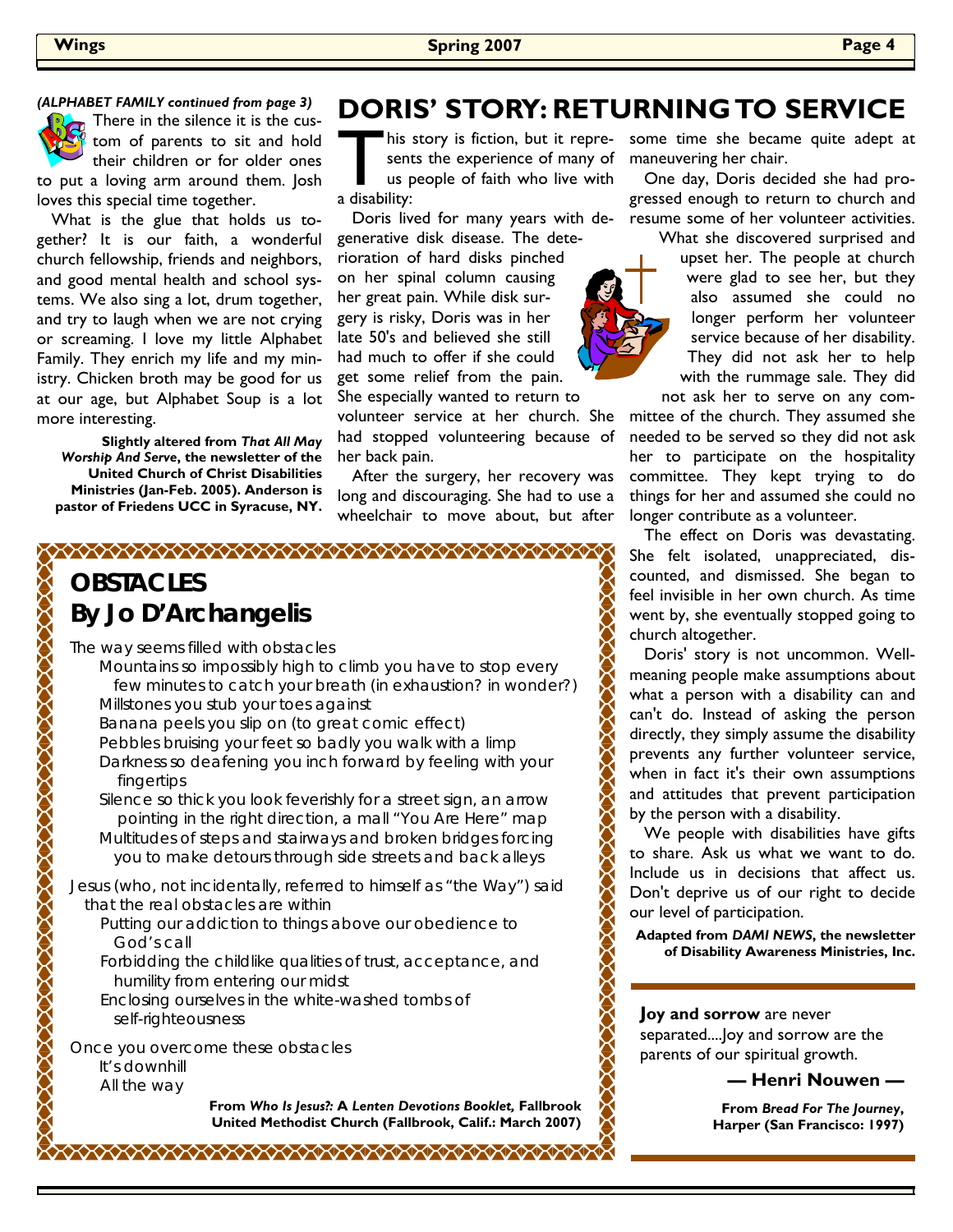*(ALPHABET FAMILY continued from page 3)*

There in the silence it is the custom of parents to sit and hold their children or for older ones to put a loving arm around them. Josh loves this special time together.

What is the glue that holds us together? It is our faith, a wonderful church fellowship, friends and neighbors, and good mental health and school systems. We also sing a lot, drum together, and try to laugh when we are not crying or screaming. I love my little Alphabet Family. They enrich my life and my ministry. Chicken broth may be good for us at our age, but Alphabet Soup is a lot more interesting.

**Slightly altered from *That All May Worship And Serve*, the newsletter of the United Church of Christ Disabilities Ministries (Jan-Feb. 2005). Anderson is pastor of Friedens UCC in Syracuse, NY.**

# DORIS' STORY: RETURNING TO SERVICE

This story is fiction, but it represents the experience of many of us people of faith who live with a disability:

Doris lived for many years with degenerative disk disease. The deterioration of hard disks pinched on her spinal column causing her great pain. While disk surgery is risky, Doris was in her late 50's and believed she still had much to offer if she could get some relief from the pain. She especially wanted to return to volunteer service at her church. She had stopped volunteering because of her back pain.

After the surgery, her recovery was long and discouraging. She had to use a wheelchair to move about, but after some time she became quite adept at maneuvering her chair.

One day, Doris decided she had progressed enough to return to church and resume some of her volunteer activities.

What she discovered surprised and upset her. The people at church were glad to see her, but they also assumed she could no longer perform her volunteer service because of her disability. They did not ask her to help with the rummage sale. They did not ask her to serve on any committee of the church. They assumed she needed to be served so they did not ask her to participate on the hospitality committee. They kept trying to do things for her and assumed she could no longer contribute as a volunteer.

The effect on Doris was devastating. She felt isolated, unappreciated, discounted, and dismissed. She began to feel invisible in her own church. As time went by, she eventually stopped going to church altogether.

Doris' story is not uncommon. Well-meaning people make assumptions about what a person with a disability can and can't do. Instead of asking the person directly, they simply assume the disability prevents any further volunteer service, when in fact it's their own assumptions and attitudes that prevent participation by the person with a disability.

We people with disabilities have gifts to share. Ask us what we want to do. Include us in decisions that affect us. Don't deprive us of our right to decide our level of participation.

**Adapted from *DAMI NEWS*, the newsletter of Disability Awareness Ministries, Inc.**

## OBSTACLES
## By Jo D'Archangelis

The way seems filled with obstacles
Mountains so impossibly high to climb you have to stop every few minutes to catch your breath (in exhaustion? in wonder?)
Millstones you stub your toes against
Banana peels you slip on (to great comic effect)
Pebbles bruising your feet so badly you walk with a limp
Darkness so deafening you inch forward by feeling with your fingertips
Silence so thick you look feverishly for a street sign, an arrow pointing in the right direction, a mall "You Are Here" map
Multitudes of steps and stairways and broken bridges forcing you to make detours through side streets and back alleys

Jesus (who, not incidentally, referred to himself as "the Way") said that the real obstacles are within
Putting our addiction to things above our obedience to God's call
Forbidding the childlike qualities of trust, acceptance, and humility from entering our midst
Enclosing ourselves in the white-washed tombs of self-righteousness

Once you overcome these obstacles
It's downhill
All the way

**From *Who Is Jesus?: A Lenten Devotions Booklet,* Fallbrook United Methodist Church (Fallbrook, Calif.: March 2007)**

---

**Joy and sorrow** are never separated....Joy and sorrow are the parents of our spiritual growth.

**— Henri Nouwen —**

**From *Bread For The Journey*, Harper (San Francisco: 1997)**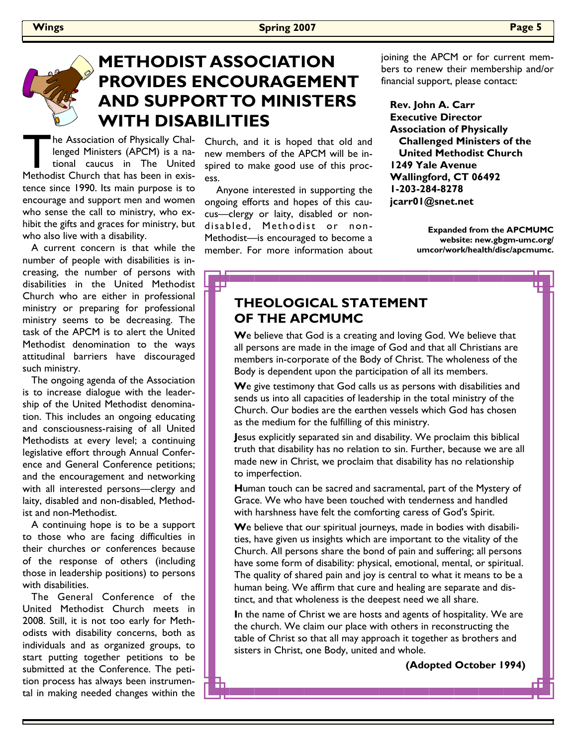# METHODIST ASSOCIATION PROVIDES ENCOURAGEMENT AND SUPPORT TO MINISTERS WITH DISABILITIES

The Association of Physically Challenged Ministers (APCM) is a national caucus in The United Methodist Church that has been in existence since 1990. Its main purpose is to encourage and support men and women who sense the call to ministry, who exhibit the gifts and graces for ministry, but who also live with a disability.

A current concern is that while the number of people with disabilities is increasing, the number of persons with disabilities in the United Methodist Church who are either in professional ministry or preparing for professional ministry seems to be decreasing. The task of the APCM is to alert the United Methodist denomination to the ways attitudinal barriers have discouraged such ministry.

The ongoing agenda of the Association is to increase dialogue with the leadership of the United Methodist denomination. This includes an ongoing educating and consciousness-raising of all United Methodists at every level; a continuing legislative effort through Annual Conference and General Conference petitions; and the encouragement and networking with all interested persons—clergy and laity, disabled and non-disabled, Methodist and non-Methodist.

A continuing hope is to be a support to those who are facing difficulties in their churches or conferences because of the response of others (including those in leadership positions) to persons with disabilities.

The General Conference of the United Methodist Church meets in 2008. Still, it is not too early for Methodists with disability concerns, both as individuals and as organized groups, to start putting together petitions to be submitted at the Conference. The petition process has always been instrumental in making needed changes within the Church, and it is hoped that old and new members of the APCM will be inspired to make good use of this process.

Anyone interested in supporting the ongoing efforts and hopes of this caucus—clergy or laity, disabled or non-disabled, Methodist or non-Methodist—is encouraged to become a member. For more information about joining the APCM or for current members to renew their membership and/or financial support, please contact:

**Rev. John A. Carr**
**Executive Director**
**Association of Physically Challenged Ministers of the United Methodist Church**
**1249 Yale Avenue**
**Wallingford, CT 06492**
**1-203-284-8278**
**jcarr01@snet.net**

**Expanded from the APCMUMC website: new.gbgm-umc.org/umcor/work/health/disc/apcmumc.**

## THEOLOGICAL STATEMENT OF THE APCMUMC

We believe that God is a creating and loving God. We believe that all persons are made in the image of God and that all Christians are members in-corporate of the Body of Christ. The wholeness of the Body is dependent upon the participation of all its members.

We give testimony that God calls us as persons with disabilities and sends us into all capacities of leadership in the total ministry of the Church. Our bodies are the earthen vessels which God has chosen as the medium for the fulfilling of this ministry.

Jesus explicitly separated sin and disability. We proclaim this biblical truth that disability has no relation to sin. Further, because we are all made new in Christ, we proclaim that disability has no relationship to imperfection.

Human touch can be sacred and sacramental, part of the Mystery of Grace. We who have been touched with tenderness and handled with harshness have felt the comforting caress of God's Spirit.

We believe that our spiritual journeys, made in bodies with disabilities, have given us insights which are important to the vitality of the Church. All persons share the bond of pain and suffering; all persons have some form of disability: physical, emotional, mental, or spiritual. The quality of shared pain and joy is central to what it means to be a human being. We affirm that cure and healing are separate and distinct, and that wholeness is the deepest need we all share.

In the name of Christ we are hosts and agents of hospitality. We are the church. We claim our place with others in reconstructing the table of Christ so that all may approach it together as brothers and sisters in Christ, one Body, united and whole.

**(Adopted October 1994)**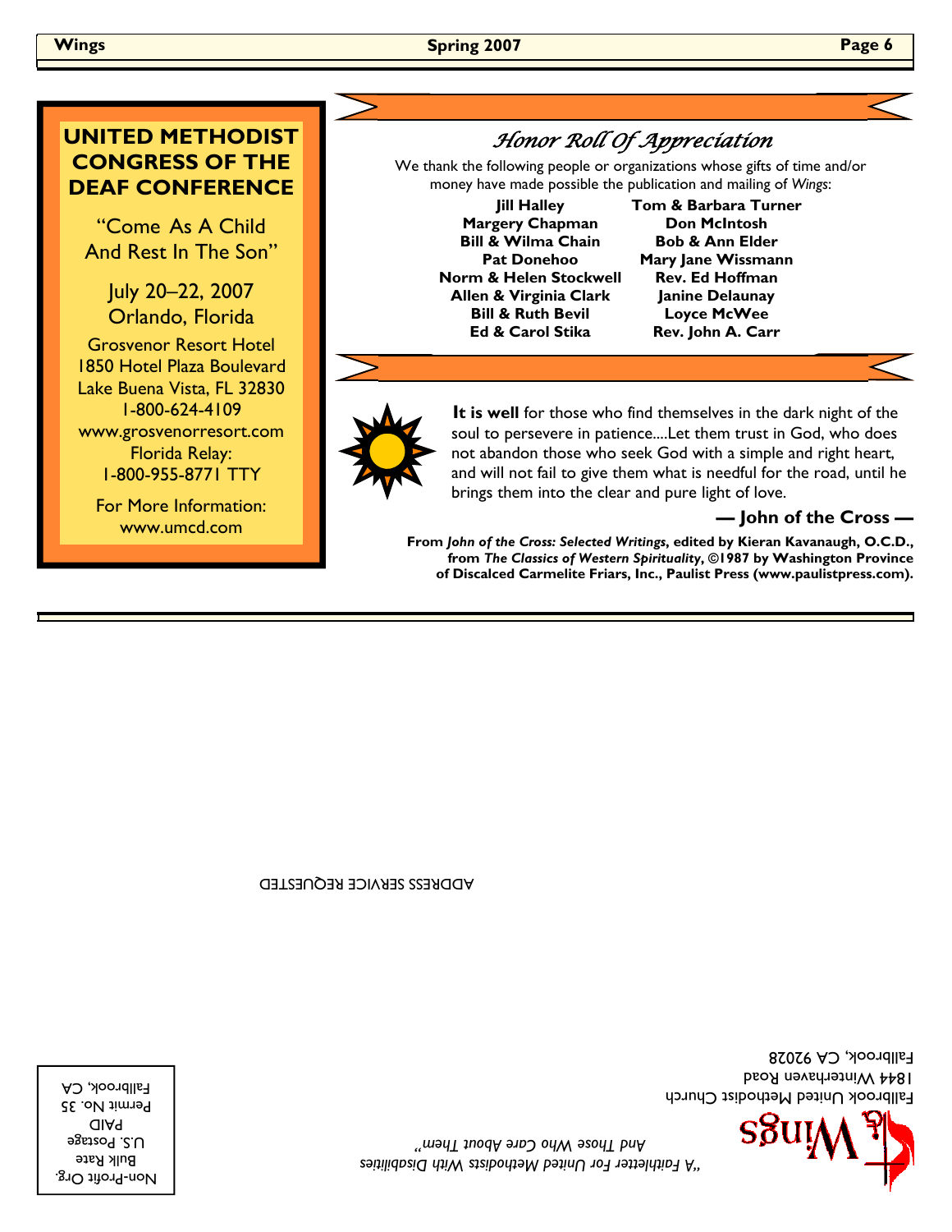## UNITED METHODIST CONGRESS OF THE DEAF CONFERENCE

"Come As A Child And Rest In The Son"

July 20–22, 2007
Orlando, Florida

Grosvenor Resort Hotel
1850 Hotel Plaza Boulevard
Lake Buena Vista, FL 32830
1-800-624-4109
www.grosvenorresort.com
Florida Relay:
1-800-955-8771 TTY

For More Information:
www.umcd.com

## *Honor Roll Of Appreciation*

We thank the following people or organizations whose gifts of time and/or money have made possible the publication and mailing of *Wings*:

**Jill Halley**
**Margery Chapman**
**Bill & Wilma Chain**
**Pat Donehoo**
**Norm & Helen Stockwell**
**Allen & Virginia Clark**
**Bill & Ruth Bevil**
**Ed & Carol Stika**
**Tom & Barbara Turner**
**Don McIntosh**
**Bob & Ann Elder**
**Mary Jane Wissmann**
**Rev. Ed Hoffman**
**Janine Delaunay**
**Loyce McWee**
**Rev. John A. Carr**

**It is well** for those who find themselves in the dark night of the soul to persevere in patience....Let them trust in God, who does not abandon those who seek God with a simple and right heart, and will not fail to give them what is needful for the road, until he brings them into the clear and pure light of love.

**— John of the Cross —**

**From *John of the Cross: Selected Writings*, edited by Kieran Kavanaugh, O.C.D., from *The Classics of Western Spirituality*, ©1987 by Washington Province of Discalced Carmelite Friars, Inc., Paulist Press (www.paulistpress.com).**

ADDRESS SERVICE REQUESTED

Wings

*"A Faithletter For United Methodists With Disabilities And Those Who Care About Them"*

Fallbrook United Methodist Church
1844 Winterhaven Road
Fallbrook, CA 92028

Non-Profit Org.
Bulk Rate
U.S. Postage
PAID
Permit No. 35
Fallbrook, CA